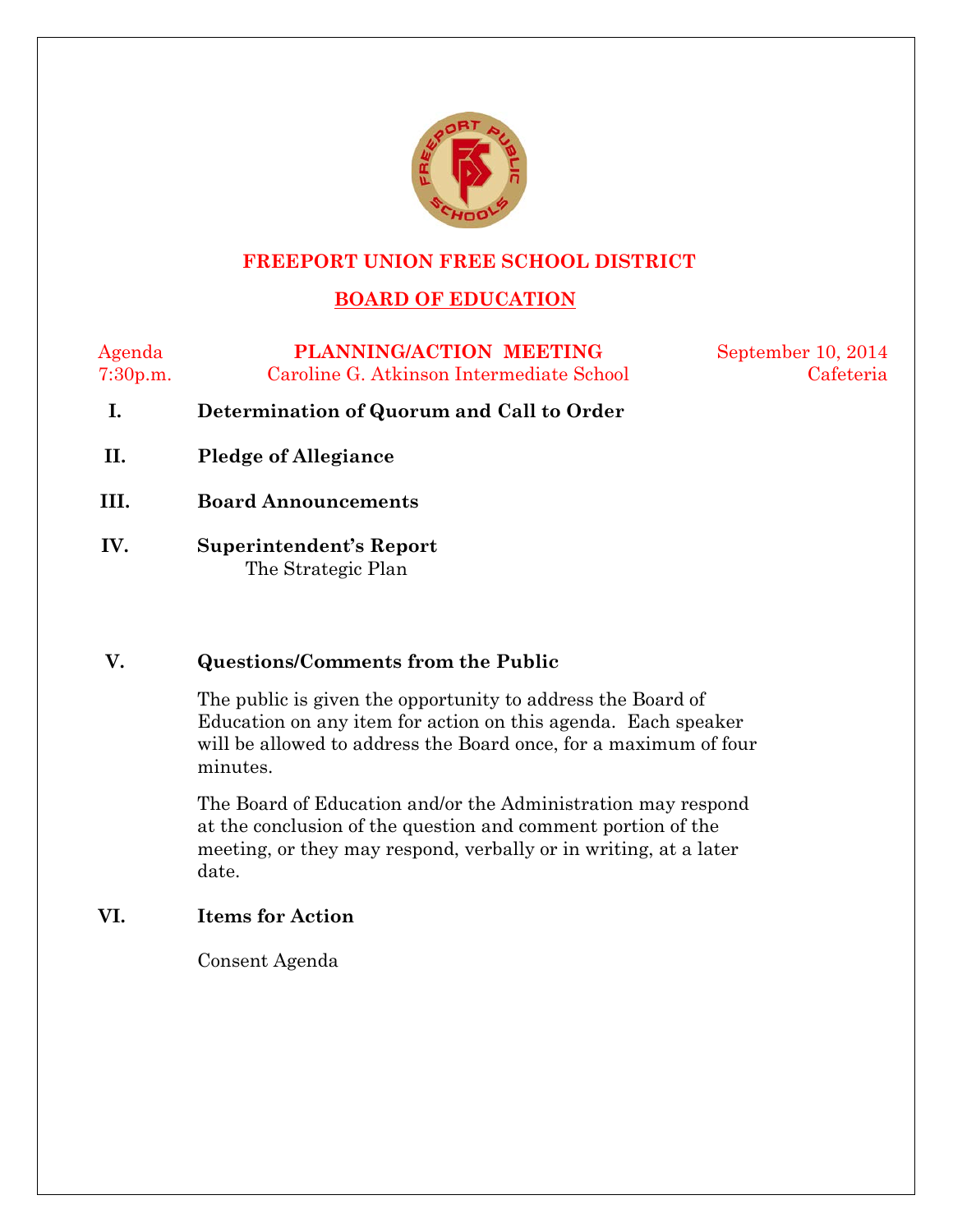# FREEPORT UNION FREE SCHOOL DISTRICT

## BOARD OF EDUCATION

Agenda
7:30p.m.

**PLANNING/ACTION MEETING**
Caroline G. Atkinson Intermediate School

September 10, 2014
Cafeteria

**I. Determination of Quorum and Call to Order**

**II. Pledge of Allegiance**

**III. Board Announcements**

**IV. Superintendent's Report**

The Strategic Plan

**V. Questions/Comments from the Public**

The public is given the opportunity to address the Board of Education on any item for action on this agenda. Each speaker will be allowed to address the Board once, for a maximum of four minutes.

The Board of Education and/or the Administration may respond at the conclusion of the question and comment portion of the meeting, or they may respond, verbally or in writing, at a later date.

**VI. Items for Action**

Consent Agenda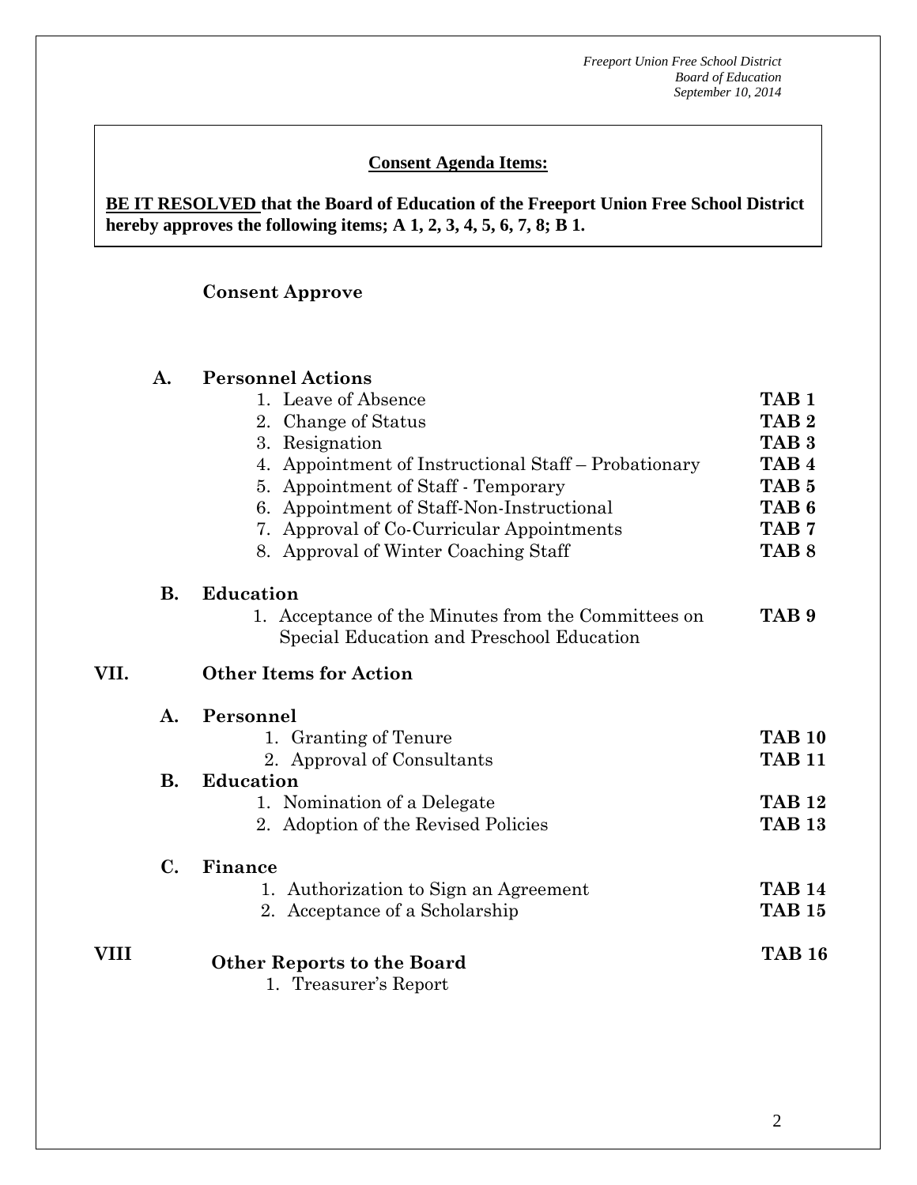**Consent Agenda Items:**

**BE IT RESOLVED that the Board of Education of the Freeport Union Free School District hereby approves the following items; A 1, 2, 3, 4, 5, 6, 7, 8; B 1.**

**Consent Approve**

**A. Personnel Actions**

1. Leave of Absence — **TAB 1**
2. Change of Status — **TAB 2**
3. Resignation — **TAB 3**
4. Appointment of Instructional Staff – Probationary — **TAB 4**
5. Appointment of Staff - Temporary — **TAB 5**
6. Appointment of Staff-Non-Instructional — **TAB 6**
7. Approval of Co-Curricular Appointments — **TAB 7**
8. Approval of Winter Coaching Staff — **TAB 8**

**B. Education**

1. Acceptance of the Minutes from the Committees on Special Education and Preschool Education — **TAB 9**

## VII. Other Items for Action

**A. Personnel**

1. Granting of Tenure — **TAB 10**
2. Approval of Consultants — **TAB 11**

**B. Education**

1. Nomination of a Delegate — **TAB 12**
2. Adoption of the Revised Policies — **TAB 13**

**C. Finance**

1. Authorization to Sign an Agreement — **TAB 14**
2. Acceptance of a Scholarship — **TAB 15**

## VIII Other Reports to the Board — TAB 16

1. Treasurer's Report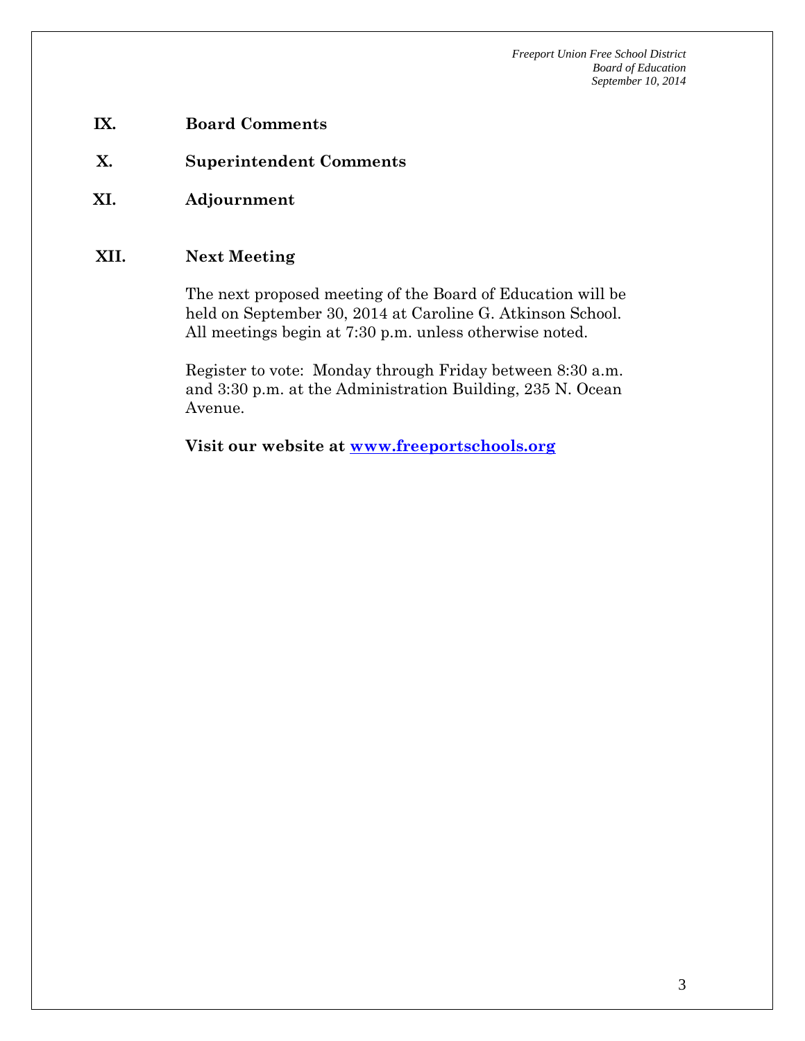## IX. Board Comments

## X. Superintendent Comments

## XI. Adjournment

## XII. Next Meeting

The next proposed meeting of the Board of Education will be held on September 30, 2014 at Caroline G. Atkinson School. All meetings begin at 7:30 p.m. unless otherwise noted.

Register to vote: Monday through Friday between 8:30 a.m. and 3:30 p.m. at the Administration Building, 235 N. Ocean Avenue.

**Visit our website at [www.freeportschools.org](http://www.freeportschools.org)**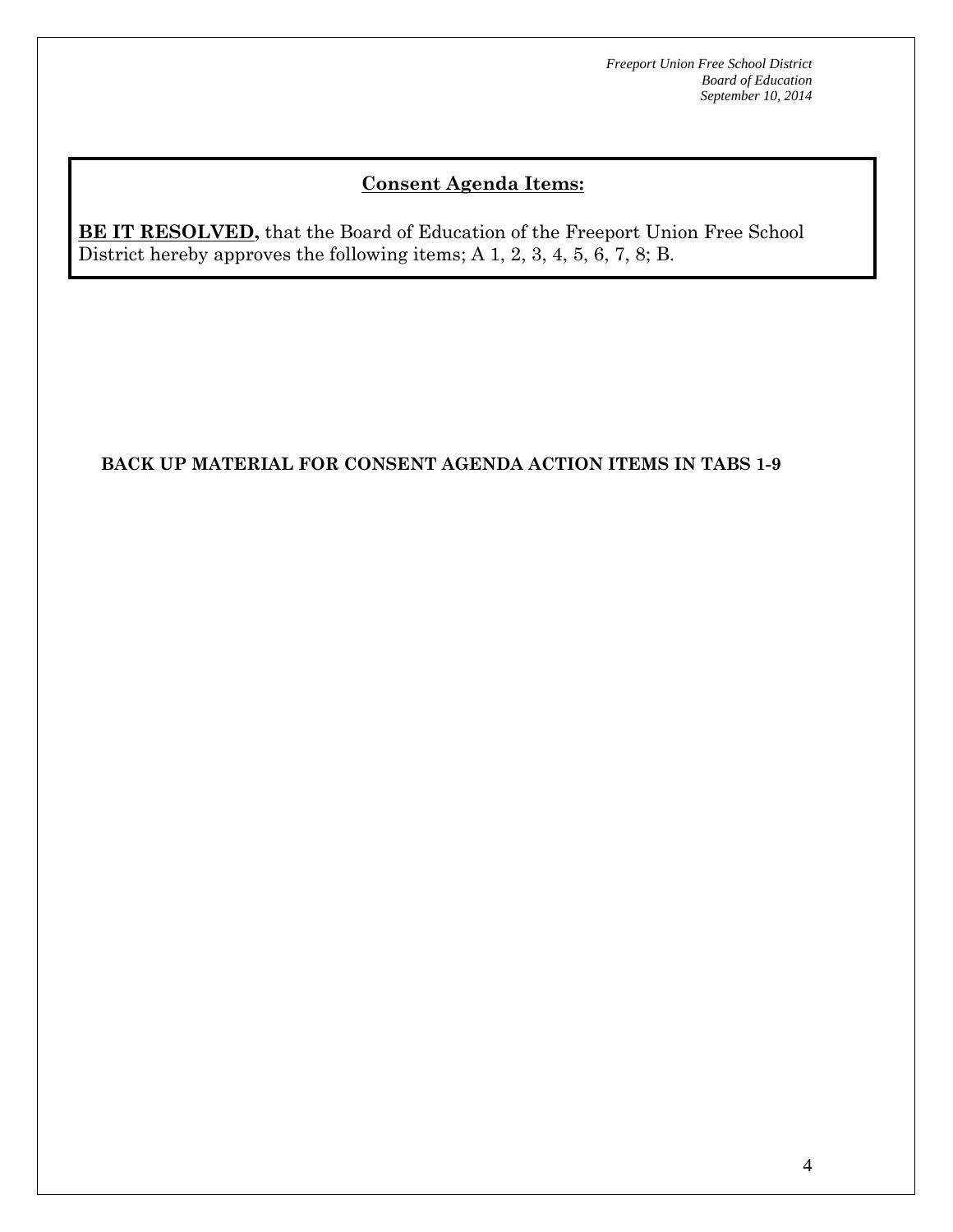## <u>Consent Agenda Items:</u>

**<u>BE IT RESOLVED,</u>** that the Board of Education of the Freeport Union Free School District hereby approves the following items; A 1, 2, 3, 4, 5, 6, 7, 8; B.

**BACK UP MATERIAL FOR CONSENT AGENDA ACTION ITEMS IN TABS 1-9**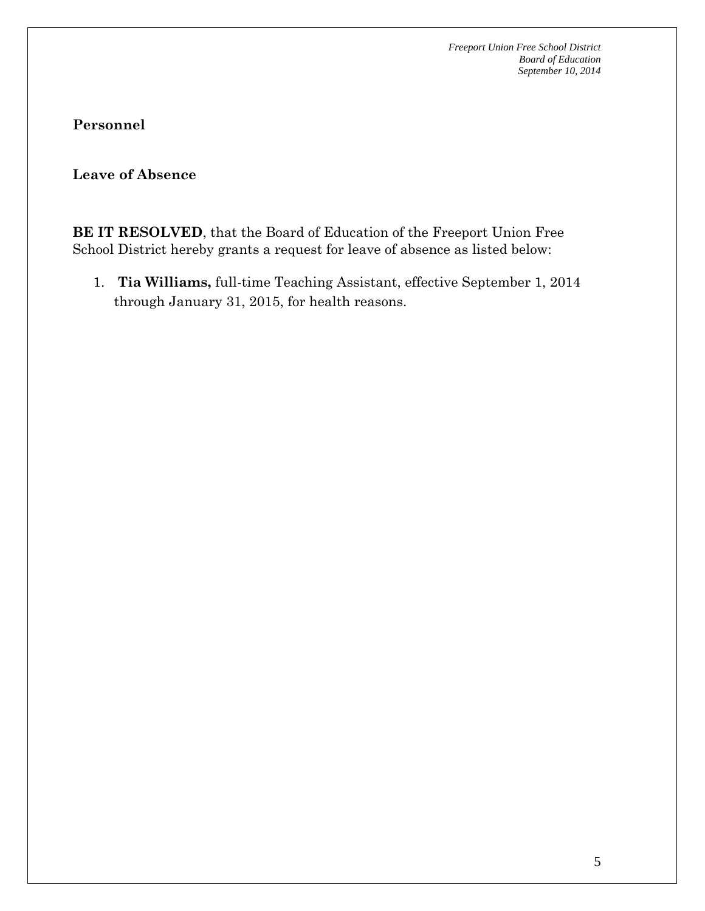**Personnel**

**Leave of Absence**

**BE IT RESOLVED**, that the Board of Education of the Freeport Union Free School District hereby grants a request for leave of absence as listed below:

1. **Tia Williams,** full-time Teaching Assistant, effective September 1, 2014 through January 31, 2015, for health reasons.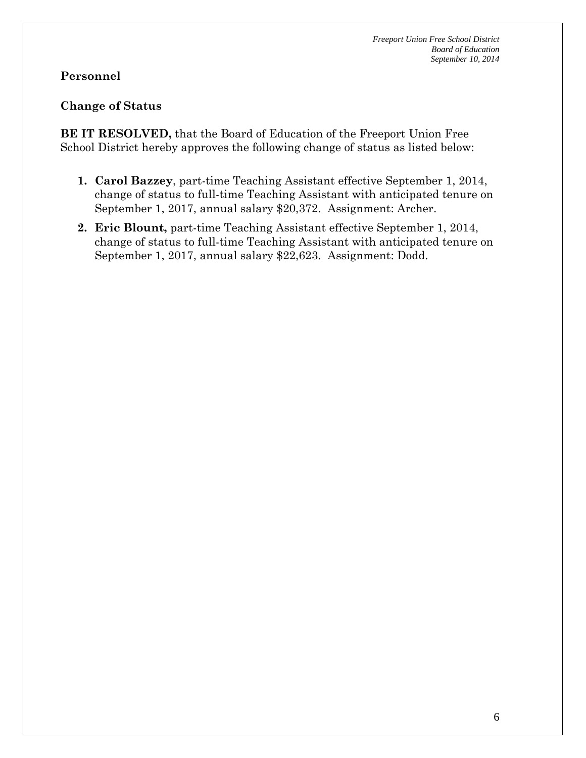## Personnel

### Change of Status

**BE IT RESOLVED,** that the Board of Education of the Freeport Union Free School District hereby approves the following change of status as listed below:

1. **Carol Bazzey**, part-time Teaching Assistant effective September 1, 2014, change of status to full-time Teaching Assistant with anticipated tenure on September 1, 2017, annual salary $20,372. Assignment: Archer.
2. **Eric Blount,** part-time Teaching Assistant effective September 1, 2014, change of status to full-time Teaching Assistant with anticipated tenure on September 1, 2017, annual salary $22,623. Assignment: Dodd.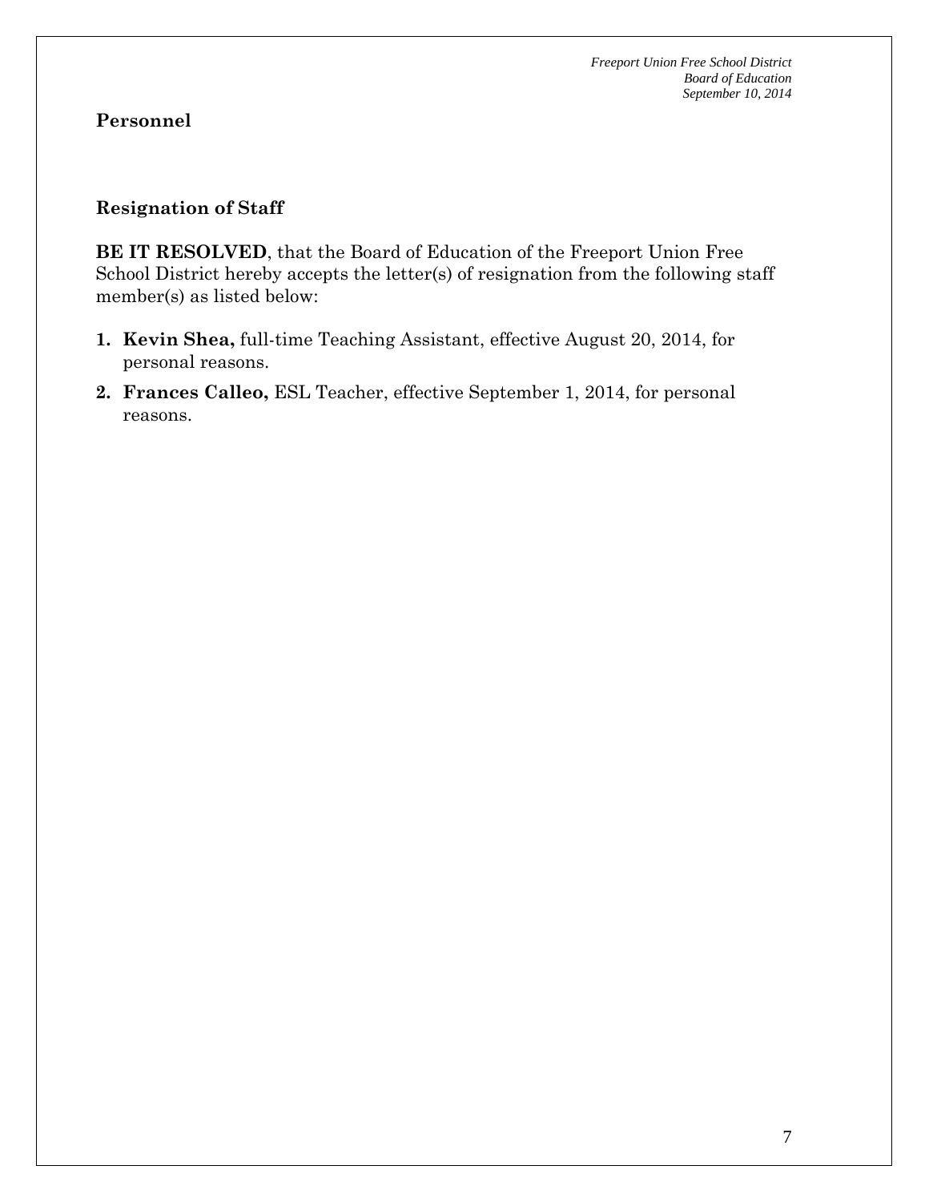## Personnel

### Resignation of Staff

**BE IT RESOLVED**, that the Board of Education of the Freeport Union Free School District hereby accepts the letter(s) of resignation from the following staff member(s) as listed below:

1. **Kevin Shea,** full-time Teaching Assistant, effective August 20, 2014, for personal reasons.
2. **Frances Calleo,** ESL Teacher, effective September 1, 2014, for personal reasons.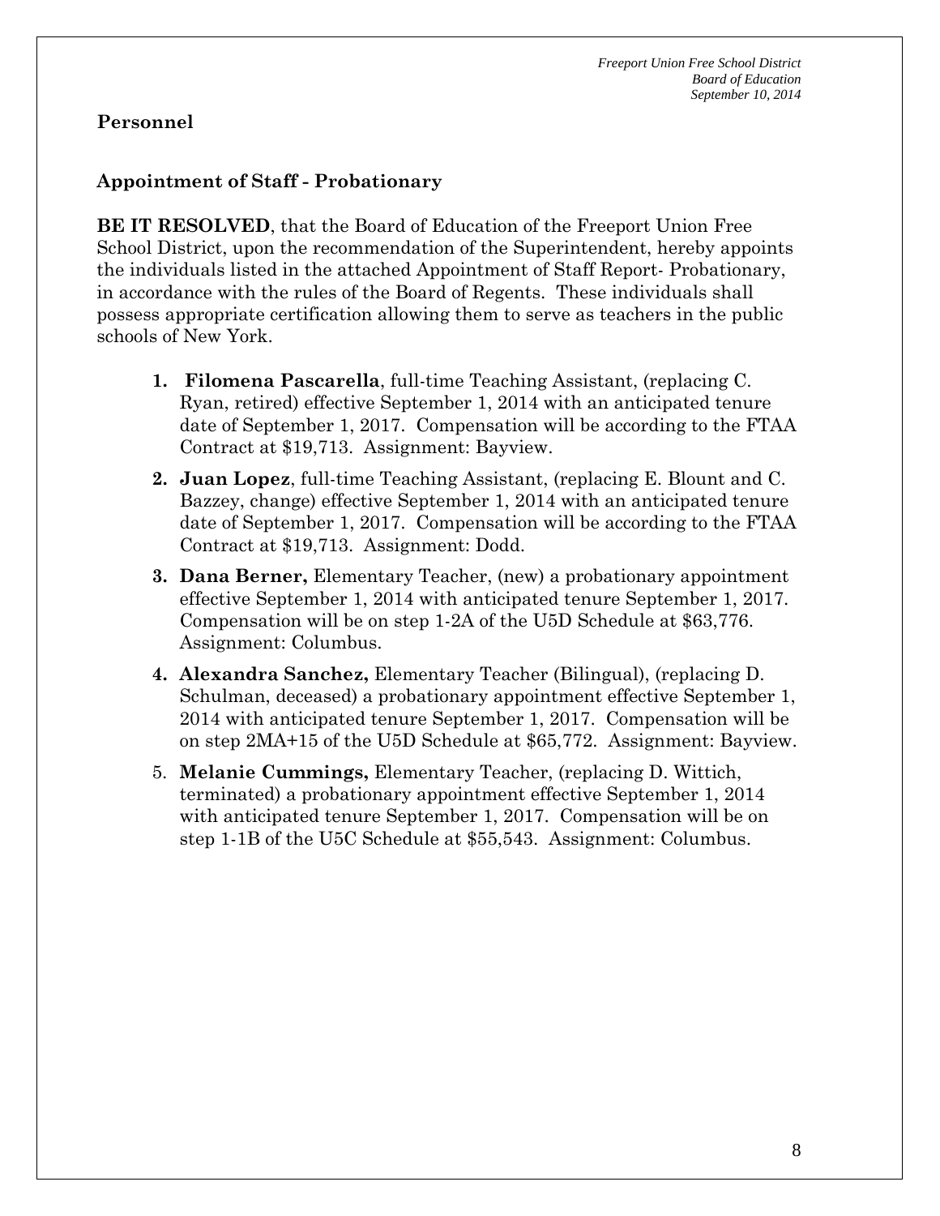## Personnel

### Appointment of Staff - Probationary

**BE IT RESOLVED**, that the Board of Education of the Freeport Union Free School District, upon the recommendation of the Superintendent, hereby appoints the individuals listed in the attached Appointment of Staff Report- Probationary, in accordance with the rules of the Board of Regents. These individuals shall possess appropriate certification allowing them to serve as teachers in the public schools of New York.

1. **Filomena Pascarella**, full-time Teaching Assistant, (replacing C. Ryan, retired) effective September 1, 2014 with an anticipated tenure date of September 1, 2017. Compensation will be according to the FTAA Contract at $19,713. Assignment: Bayview.
2. **Juan Lopez**, full-time Teaching Assistant, (replacing E. Blount and C. Bazzey, change) effective September 1, 2014 with an anticipated tenure date of September 1, 2017. Compensation will be according to the FTAA Contract at $19,713. Assignment: Dodd.
3. **Dana Berner,** Elementary Teacher, (new) a probationary appointment effective September 1, 2014 with anticipated tenure September 1, 2017. Compensation will be on step 1-2A of the U5D Schedule at $63,776. Assignment: Columbus.
4. **Alexandra Sanchez,** Elementary Teacher (Bilingual), (replacing D. Schulman, deceased) a probationary appointment effective September 1, 2014 with anticipated tenure September 1, 2017. Compensation will be on step 2MA+15 of the U5D Schedule at $65,772. Assignment: Bayview.
5. **Melanie Cummings,** Elementary Teacher, (replacing D. Wittich, terminated) a probationary appointment effective September 1, 2014 with anticipated tenure September 1, 2017. Compensation will be on step 1-1B of the U5C Schedule at $55,543. Assignment: Columbus.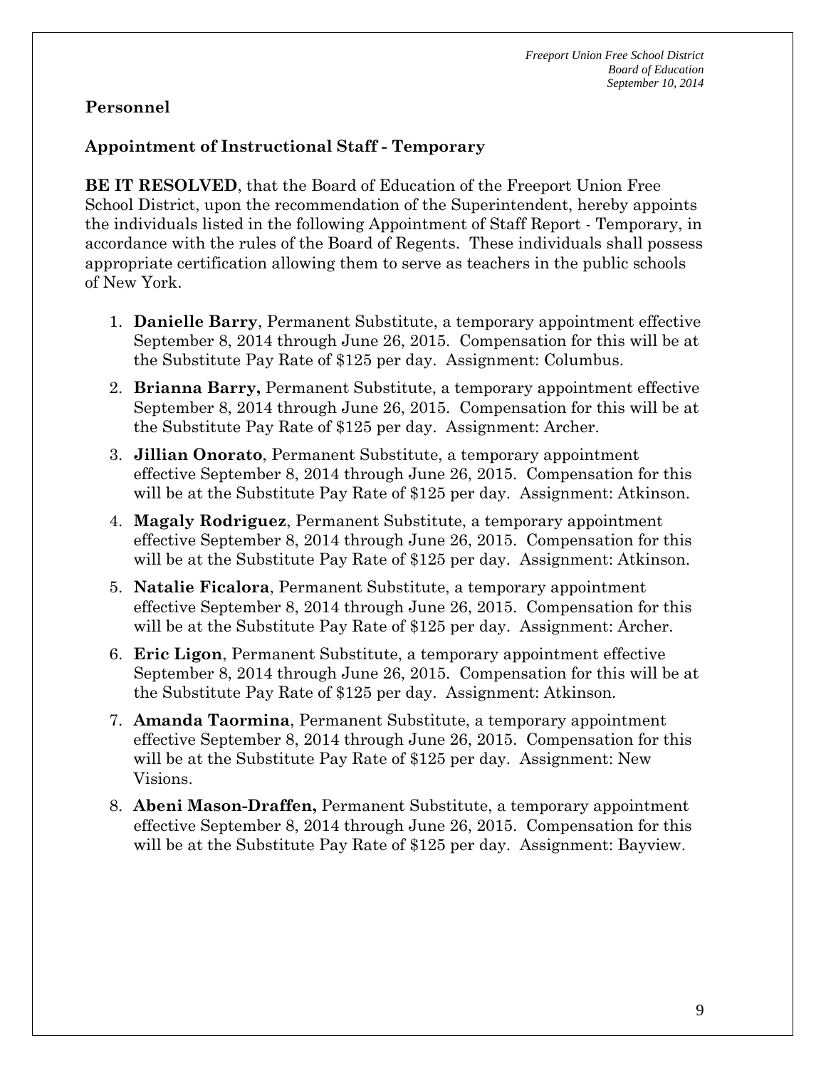## Personnel

### Appointment of Instructional Staff - Temporary

**BE IT RESOLVED**, that the Board of Education of the Freeport Union Free School District, upon the recommendation of the Superintendent, hereby appoints the individuals listed in the following Appointment of Staff Report - Temporary, in accordance with the rules of the Board of Regents. These individuals shall possess appropriate certification allowing them to serve as teachers in the public schools of New York.

1. **Danielle Barry**, Permanent Substitute, a temporary appointment effective September 8, 2014 through June 26, 2015. Compensation for this will be at the Substitute Pay Rate of $125 per day. Assignment: Columbus.
2. **Brianna Barry,** Permanent Substitute, a temporary appointment effective September 8, 2014 through June 26, 2015. Compensation for this will be at the Substitute Pay Rate of $125 per day. Assignment: Archer.
3. **Jillian Onorato**, Permanent Substitute, a temporary appointment effective September 8, 2014 through June 26, 2015. Compensation for this will be at the Substitute Pay Rate of $125 per day. Assignment: Atkinson.
4. **Magaly Rodriguez**, Permanent Substitute, a temporary appointment effective September 8, 2014 through June 26, 2015. Compensation for this will be at the Substitute Pay Rate of $125 per day. Assignment: Atkinson.
5. **Natalie Ficalora**, Permanent Substitute, a temporary appointment effective September 8, 2014 through June 26, 2015. Compensation for this will be at the Substitute Pay Rate of $125 per day. Assignment: Archer.
6. **Eric Ligon**, Permanent Substitute, a temporary appointment effective September 8, 2014 through June 26, 2015. Compensation for this will be at the Substitute Pay Rate of $125 per day. Assignment: Atkinson.
7. **Amanda Taormina**, Permanent Substitute, a temporary appointment effective September 8, 2014 through June 26, 2015. Compensation for this will be at the Substitute Pay Rate of $125 per day. Assignment: New Visions.
8. **Abeni Mason-Draffen,** Permanent Substitute, a temporary appointment effective September 8, 2014 through June 26, 2015. Compensation for this will be at the Substitute Pay Rate of $125 per day. Assignment: Bayview.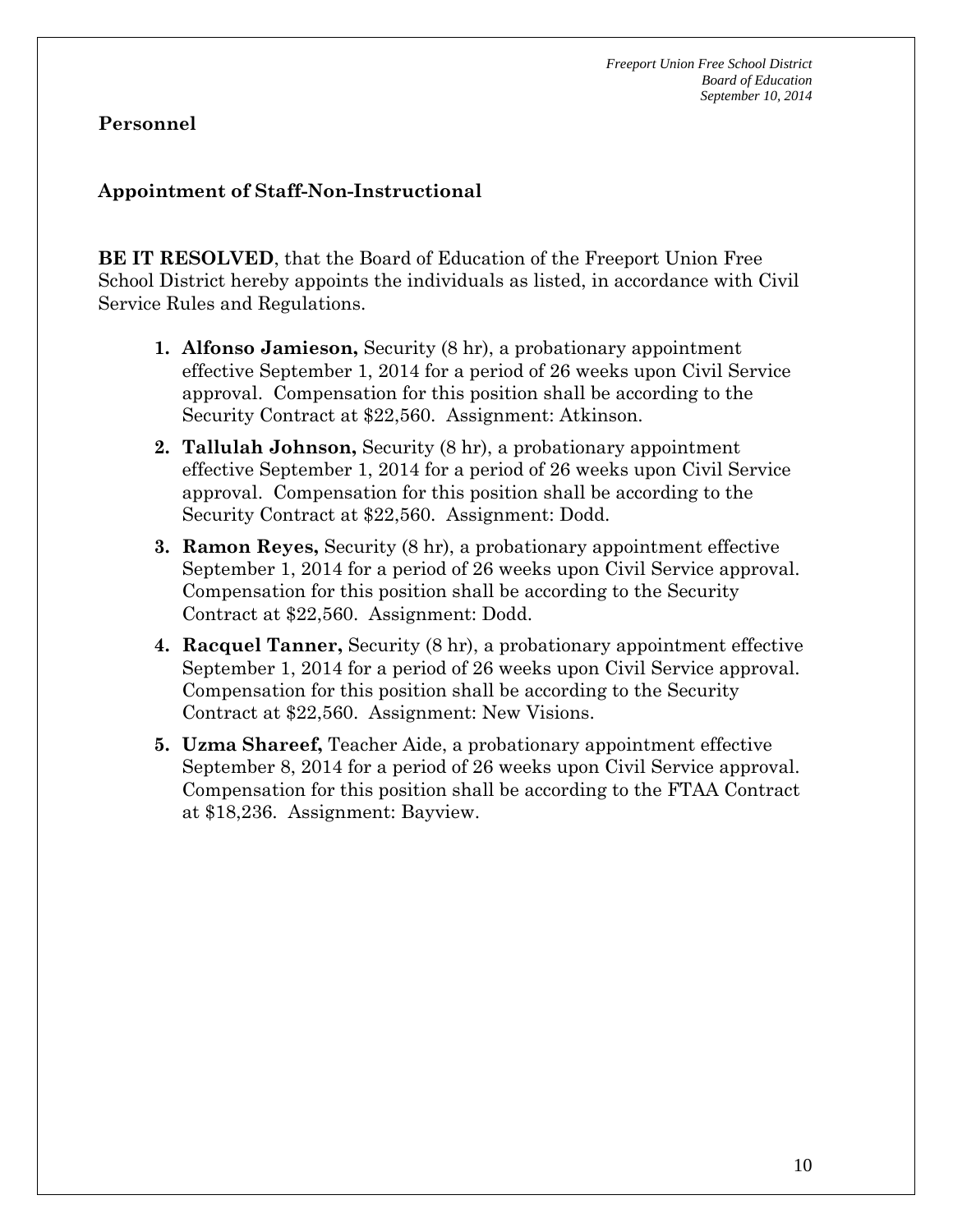## Personnel

### Appointment of Staff-Non-Instructional

**BE IT RESOLVED**, that the Board of Education of the Freeport Union Free School District hereby appoints the individuals as listed, in accordance with Civil Service Rules and Regulations.

1. **Alfonso Jamieson,** Security (8 hr), a probationary appointment effective September 1, 2014 for a period of 26 weeks upon Civil Service approval. Compensation for this position shall be according to the Security Contract at $22,560. Assignment: Atkinson.
2. **Tallulah Johnson,** Security (8 hr), a probationary appointment effective September 1, 2014 for a period of 26 weeks upon Civil Service approval. Compensation for this position shall be according to the Security Contract at $22,560. Assignment: Dodd.
3. **Ramon Reyes,** Security (8 hr), a probationary appointment effective September 1, 2014 for a period of 26 weeks upon Civil Service approval. Compensation for this position shall be according to the Security Contract at $22,560. Assignment: Dodd.
4. **Racquel Tanner,** Security (8 hr), a probationary appointment effective September 1, 2014 for a period of 26 weeks upon Civil Service approval. Compensation for this position shall be according to the Security Contract at $22,560. Assignment: New Visions.
5. **Uzma Shareef,** Teacher Aide, a probationary appointment effective September 8, 2014 for a period of 26 weeks upon Civil Service approval. Compensation for this position shall be according to the FTAA Contract at $18,236. Assignment: Bayview.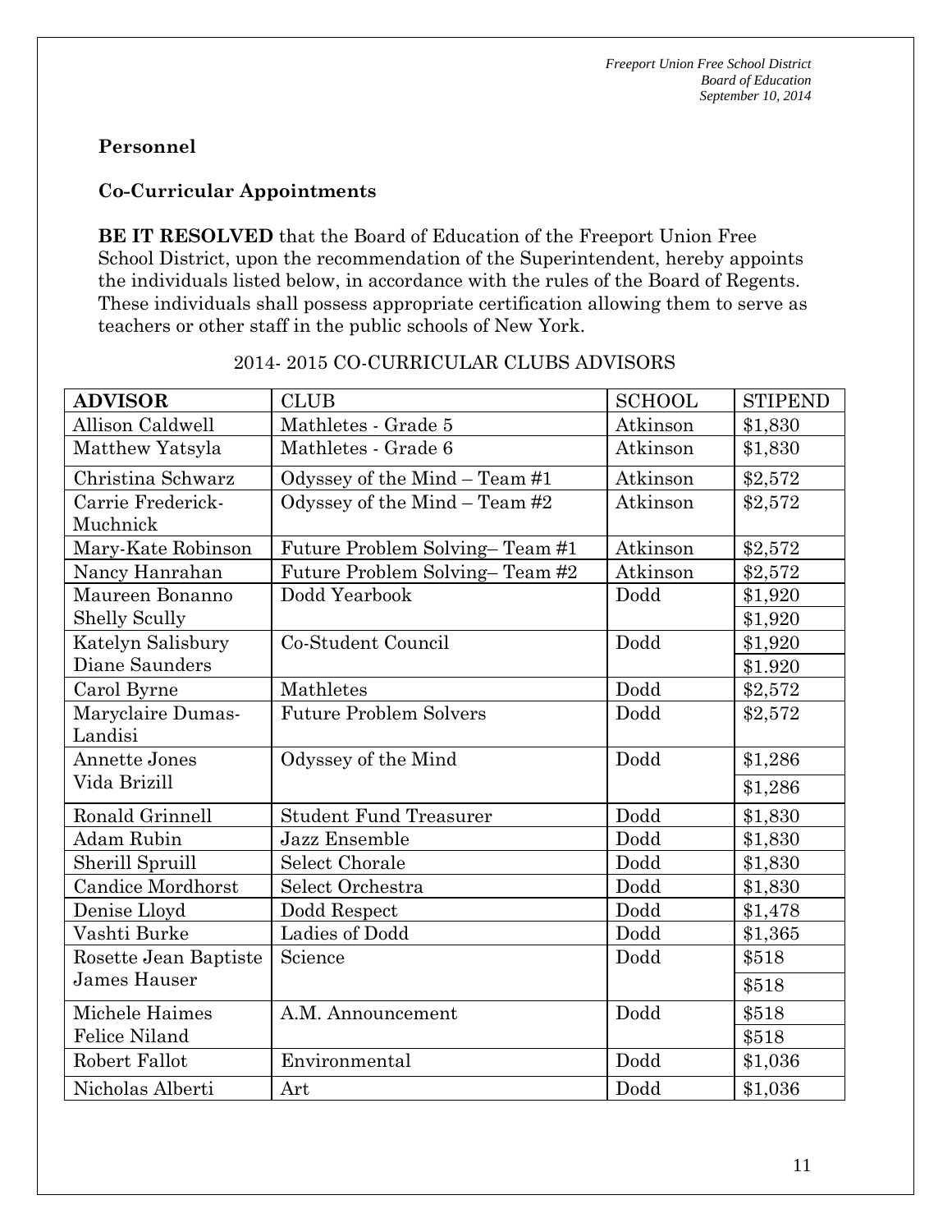**Personnel**

**Co-Curricular Appointments**

**BE IT RESOLVED** that the Board of Education of the Freeport Union Free School District, upon the recommendation of the Superintendent, hereby appoints the individuals listed below, in accordance with the rules of the Board of Regents. These individuals shall possess appropriate certification allowing them to serve as teachers or other staff in the public schools of New York.

2014- 2015 CO-CURRICULAR CLUBS ADVISORS

| ADVISOR | CLUB | SCHOOL | STIPEND |
|---|---|---|---|
| Allison Caldwell | Mathletes - Grade 5 | Atkinson | $1,830 |
| Matthew Yatsyla | Mathletes - Grade 6 | Atkinson | $1,830 |
| Christina Schwarz | Odyssey of the Mind – Team #1 | Atkinson | $2,572 |
| Carrie Frederick-Muchnick | Odyssey of the Mind – Team #2 | Atkinson | $2,572 |
| Mary-Kate Robinson | Future Problem Solving– Team #1 | Atkinson | $2,572 |
| Nancy Hanrahan | Future Problem Solving– Team #2 | Atkinson | $2,572 |
| Maureen Bonanno | Dodd Yearbook | Dodd | $1,920 |
| Shelly Scully | | | $1,920 |
| Katelyn Salisbury | Co-Student Council | Dodd | $1,920 |
| Diane Saunders | | | $1.920 |
| Carol Byrne | Mathletes | Dodd | $2,572 |
| Maryclaire Dumas-Landisi | Future Problem Solvers | Dodd | $2,572 |
| Annette Jones | Odyssey of the Mind | Dodd | $1,286 |
| Vida Brizill | | | $1,286 |
| Ronald Grinnell | Student Fund Treasurer | Dodd | $1,830 |
| Adam Rubin | Jazz Ensemble | Dodd | $1,830 |
| Sherill Spruill | Select Chorale | Dodd | $1,830 |
| Candice Mordhorst | Select Orchestra | Dodd | $1,830 |
| Denise Lloyd | Dodd Respect | Dodd | $1,478 |
| Vashti Burke | Ladies of Dodd | Dodd | $1,365 |
| Rosette Jean Baptiste | Science | Dodd | $518 |
| James Hauser | | | $518 |
| Michele Haimes | A.M. Announcement | Dodd | $518 |
| Felice Niland | | | $518 |
| Robert Fallot | Environmental | Dodd | $1,036 |
| Nicholas Alberti | Art | Dodd | $1,036 |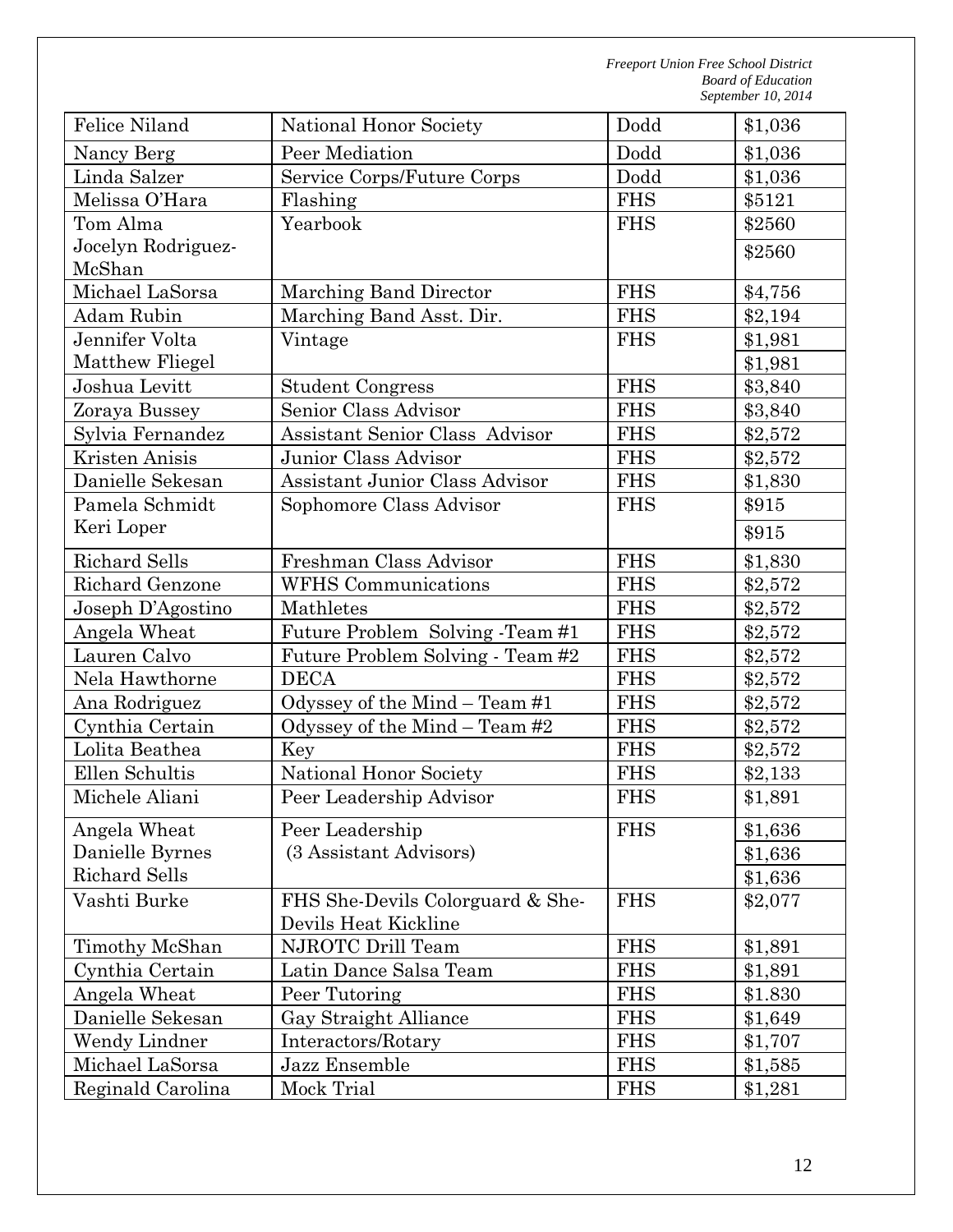| Felice Niland | National Honor Society | Dodd | $1,036 |
|---|---|---|---|
| Nancy Berg | Peer Mediation | Dodd | $1,036 |
| Linda Salzer | Service Corps/Future Corps | Dodd | $1,036 |
| Melissa O'Hara | Flashing | FHS | $5121 |
| Tom Alma | Yearbook | FHS | $2560 |
| Jocelyn Rodriguez-McShan | | | $2560 |
| Michael LaSorsa | Marching Band Director | FHS | $4,756 |
| Adam Rubin | Marching Band Asst. Dir. | FHS | $2,194 |
| Jennifer Volta | Vintage | FHS | $1,981 |
| Matthew Fliegel | | | $1,981 |
| Joshua Levitt | Student Congress | FHS | $3,840 |
| Zoraya Bussey | Senior Class Advisor | FHS | $3,840 |
| Sylvia Fernandez | Assistant Senior Class Advisor | FHS | $2,572 |
| Kristen Anisis | Junior Class Advisor | FHS | $2,572 |
| Danielle Sekesan | Assistant Junior Class Advisor | FHS | $1,830 |
| Pamela Schmidt | Sophomore Class Advisor | FHS | $915 |
| Keri Loper | | | $915 |
| Richard Sells | Freshman Class Advisor | FHS | $1,830 |
| Richard Genzone | WFHS Communications | FHS | $2,572 |
| Joseph D'Agostino | Mathletes | FHS | $2,572 |
| Angela Wheat | Future Problem Solving -Team #1 | FHS | $2,572 |
| Lauren Calvo | Future Problem Solving - Team #2 | FHS | $2,572 |
| Nela Hawthorne | DECA | FHS | $2,572 |
| Ana Rodriguez | Odyssey of the Mind – Team #1 | FHS | $2,572 |
| Cynthia Certain | Odyssey of the Mind – Team #2 | FHS | $2,572 |
| Lolita Beathea | Key | FHS | $2,572 |
| Ellen Schultis | National Honor Society | FHS | $2,133 |
| Michele Aliani | Peer Leadership Advisor | FHS | $1,891 |
| Angela Wheat | Peer Leadership (3 Assistant Advisors) | FHS | $1,636 |
| Danielle Byrnes | | | $1,636 |
| Richard Sells | | | $1,636 |
| Vashti Burke | FHS She-Devils Colorguard & She-Devils Heat Kickline | FHS | $2,077 |
| Timothy McShan | NJROTC Drill Team | FHS | $1,891 |
| Cynthia Certain | Latin Dance Salsa Team | FHS | $1,891 |
| Angela Wheat | Peer Tutoring | FHS | $1.830 |
| Danielle Sekesan | Gay Straight Alliance | FHS | $1,649 |
| Wendy Lindner | Interactors/Rotary | FHS | $1,707 |
| Michael LaSorsa | Jazz Ensemble | FHS | $1,585 |
| Reginald Carolina | Mock Trial | FHS | $1,281 |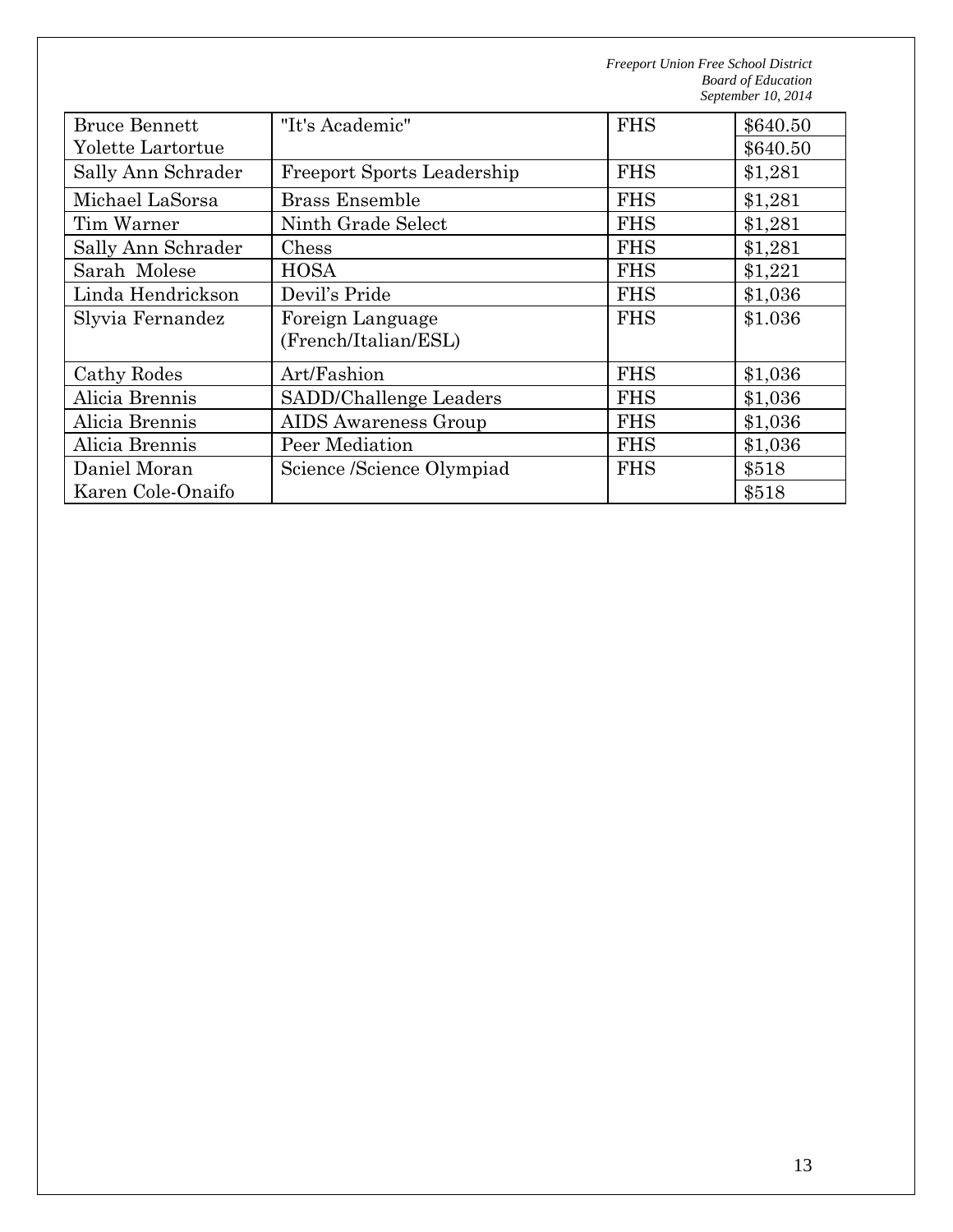| | | | |
|---|---|---|---|
| Bruce Bennett<br>Yolette Lartortue | "It's Academic" | FHS | \$640.50<br>\$640.50 |
| Sally Ann Schrader | Freeport Sports Leadership | FHS | \$1,281 |
| Michael LaSorsa | Brass Ensemble | FHS | \$1,281 |
| Tim Warner | Ninth Grade Select | FHS | \$1,281 |
| Sally Ann Schrader | Chess | FHS | \$1,281 |
| Sarah Molese | HOSA | FHS | \$1,221 |
| Linda Hendrickson | Devil's Pride | FHS | \$1,036 |
| Slyvia Fernandez | Foreign Language (French/Italian/ESL) | FHS | \$1.036 |
| Cathy Rodes | Art/Fashion | FHS | \$1,036 |
| Alicia Brennis | SADD/Challenge Leaders | FHS | \$1,036 |
| Alicia Brennis | AIDS Awareness Group | FHS | \$1,036 |
| Alicia Brennis | Peer Mediation | FHS | \$1,036 |
| Daniel Moran<br>Karen Cole-Onaifo | Science /Science Olympiad | FHS | \$518<br>\$518 |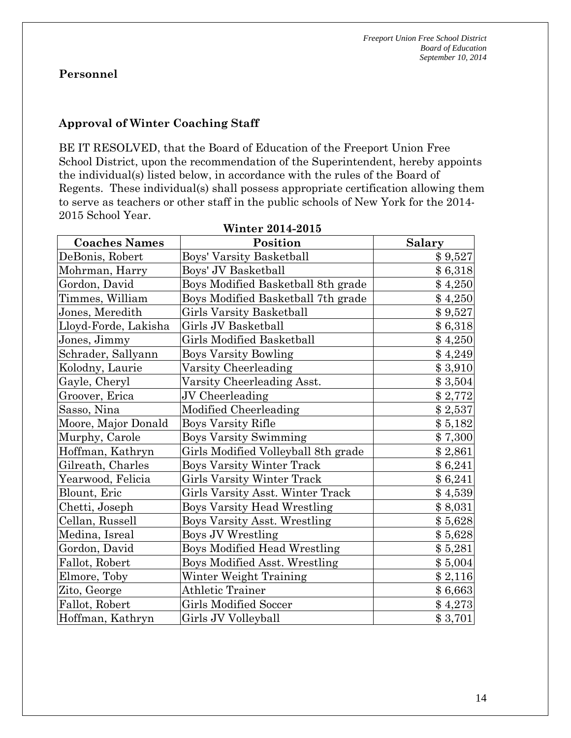## Personnel

### Approval of Winter Coaching Staff

BE IT RESOLVED, that the Board of Education of the Freeport Union Free School District, upon the recommendation of the Superintendent, hereby appoints the individual(s) listed below, in accordance with the rules of the Board of Regents. These individual(s) shall possess appropriate certification allowing them to serve as teachers or other staff in the public schools of New York for the 2014-2015 School Year.

**Winter 2014-2015**

| Coaches Names | Position | Salary |
|---|---|---|
| DeBonis, Robert | Boys' Varsity Basketball | $ 9,527 |
| Mohrman, Harry | Boys' JV Basketball | $ 6,318 |
| Gordon, David | Boys Modified Basketball 8th grade | $ 4,250 |
| Timmes, William | Boys Modified Basketball 7th grade | $ 4,250 |
| Jones, Meredith | Girls Varsity Basketball | $ 9,527 |
| Lloyd-Forde, Lakisha | Girls JV Basketball | $ 6,318 |
| Jones, Jimmy | Girls Modified Basketball | $ 4,250 |
| Schrader, Sallyann | Boys Varsity Bowling | $ 4,249 |
| Kolodny, Laurie | Varsity Cheerleading | $ 3,910 |
| Gayle, Cheryl | Varsity Cheerleading Asst. | $ 3,504 |
| Groover, Erica | JV Cheerleading | $ 2,772 |
| Sasso, Nina | Modified Cheerleading | $ 2,537 |
| Moore, Major Donald | Boys Varsity Rifle | $ 5,182 |
| Murphy, Carole | Boys Varsity Swimming | $ 7,300 |
| Hoffman, Kathryn | Girls Modified Volleyball 8th grade | $ 2,861 |
| Gilreath, Charles | Boys Varsity Winter Track | $ 6,241 |
| Yearwood, Felicia | Girls Varsity Winter Track | $ 6,241 |
| Blount, Eric | Girls Varsity Asst. Winter Track | $ 4,539 |
| Chetti, Joseph | Boys Varsity Head Wrestling | $ 8,031 |
| Cellan, Russell | Boys Varsity Asst. Wrestling | $ 5,628 |
| Medina, Isreal | Boys JV Wrestling | $ 5,628 |
| Gordon, David | Boys Modified Head Wrestling | $ 5,281 |
| Fallot, Robert | Boys Modified Asst. Wrestling | $ 5,004 |
| Elmore, Toby | Winter Weight Training | $ 2,116 |
| Zito, George | Athletic Trainer | $ 6,663 |
| Fallot, Robert | Girls Modified Soccer | $ 4,273 |
| Hoffman, Kathryn | Girls JV Volleyball | $ 3,701 |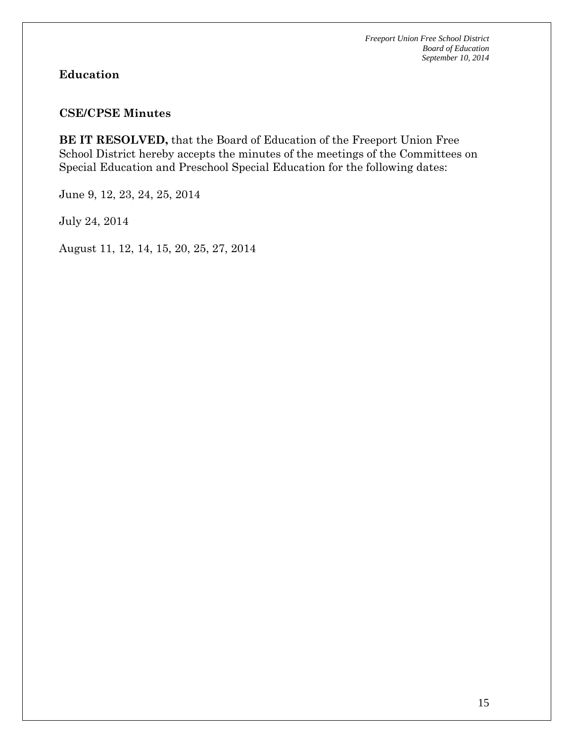## Education

### CSE/CPSE Minutes

**BE IT RESOLVED,** that the Board of Education of the Freeport Union Free School District hereby accepts the minutes of the meetings of the Committees on Special Education and Preschool Special Education for the following dates:

June 9, 12, 23, 24, 25, 2014

July 24, 2014

August 11, 12, 14, 15, 20, 25, 27, 2014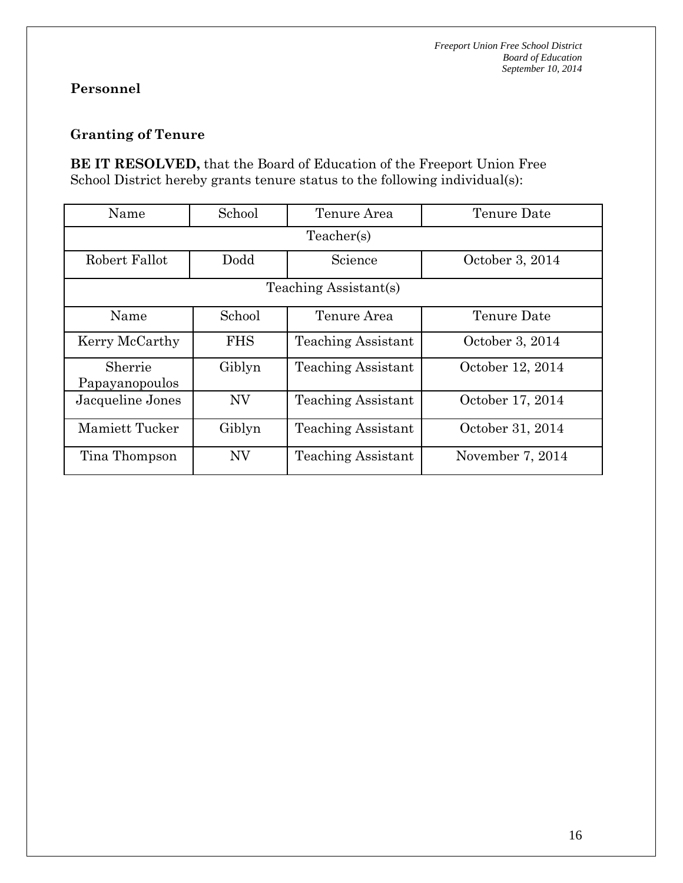## Personnel

### Granting of Tenure

**BE IT RESOLVED,** that the Board of Education of the Freeport Union Free School District hereby grants tenure status to the following individual(s):

| Name | School | Tenure Area | Tenure Date |
|---|---|---|---|
| Teacher(s) | | | |
| Robert Fallot | Dodd | Science | October 3, 2014 |
| Teaching Assistant(s) | | | |
| Name | School | Tenure Area | Tenure Date |
| Kerry McCarthy | FHS | Teaching Assistant | October 3, 2014 |
| Sherrie Papayanopoulos | Giblyn | Teaching Assistant | October 12, 2014 |
| Jacqueline Jones | NV | Teaching Assistant | October 17, 2014 |
| Mamiett Tucker | Giblyn | Teaching Assistant | October 31, 2014 |
| Tina Thompson | NV | Teaching Assistant | November 7, 2014 |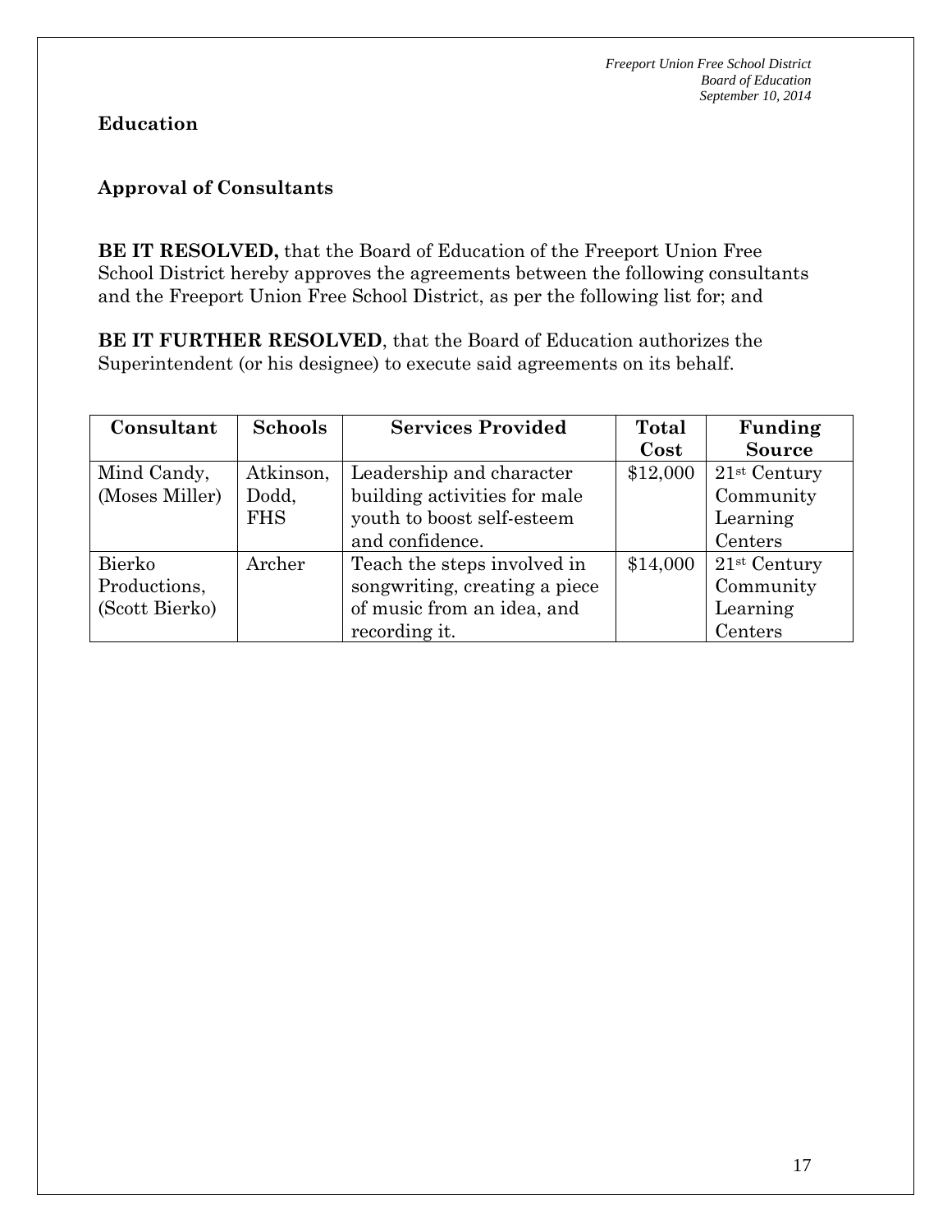## Education

### Approval of Consultants

**BE IT RESOLVED,** that the Board of Education of the Freeport Union Free School District hereby approves the agreements between the following consultants and the Freeport Union Free School District, as per the following list for; and

**BE IT FURTHER RESOLVED**, that the Board of Education authorizes the Superintendent (or his designee) to execute said agreements on its behalf.

| Consultant | Schools | Services Provided | Total Cost | Funding Source |
|---|---|---|---|---|
| Mind Candy, (Moses Miller) | Atkinson, Dodd, FHS | Leadership and character building activities for male youth to boost self-esteem and confidence. | $12,000 | 21st Century Community Learning Centers |
| Bierko Productions, (Scott Bierko) | Archer | Teach the steps involved in songwriting, creating a piece of music from an idea, and recording it. | $14,000 | 21st Century Community Learning Centers |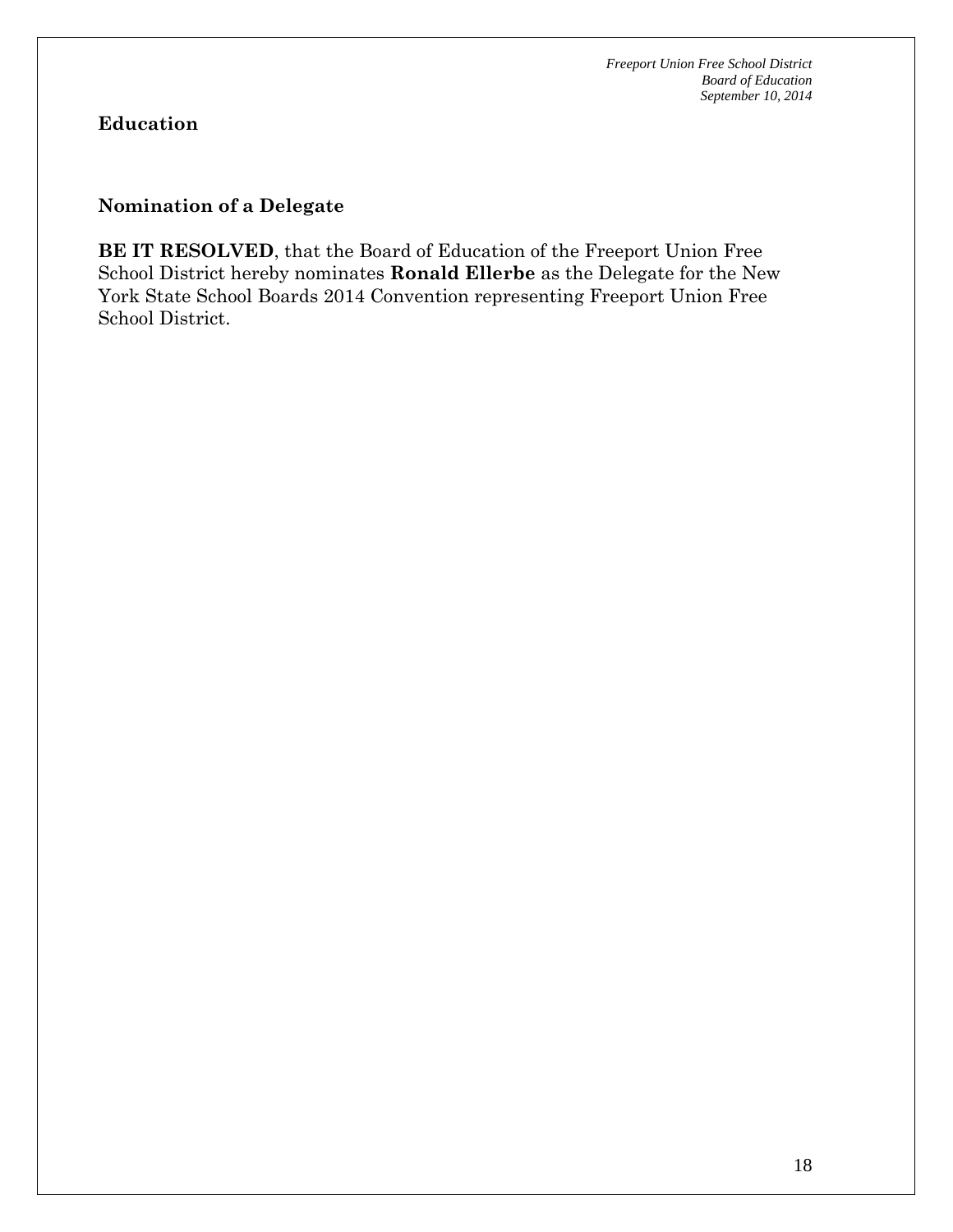**Education**

**Nomination of a Delegate**

**BE IT RESOLVED**, that the Board of Education of the Freeport Union Free School District hereby nominates **Ronald Ellerbe** as the Delegate for the New York State School Boards 2014 Convention representing Freeport Union Free School District.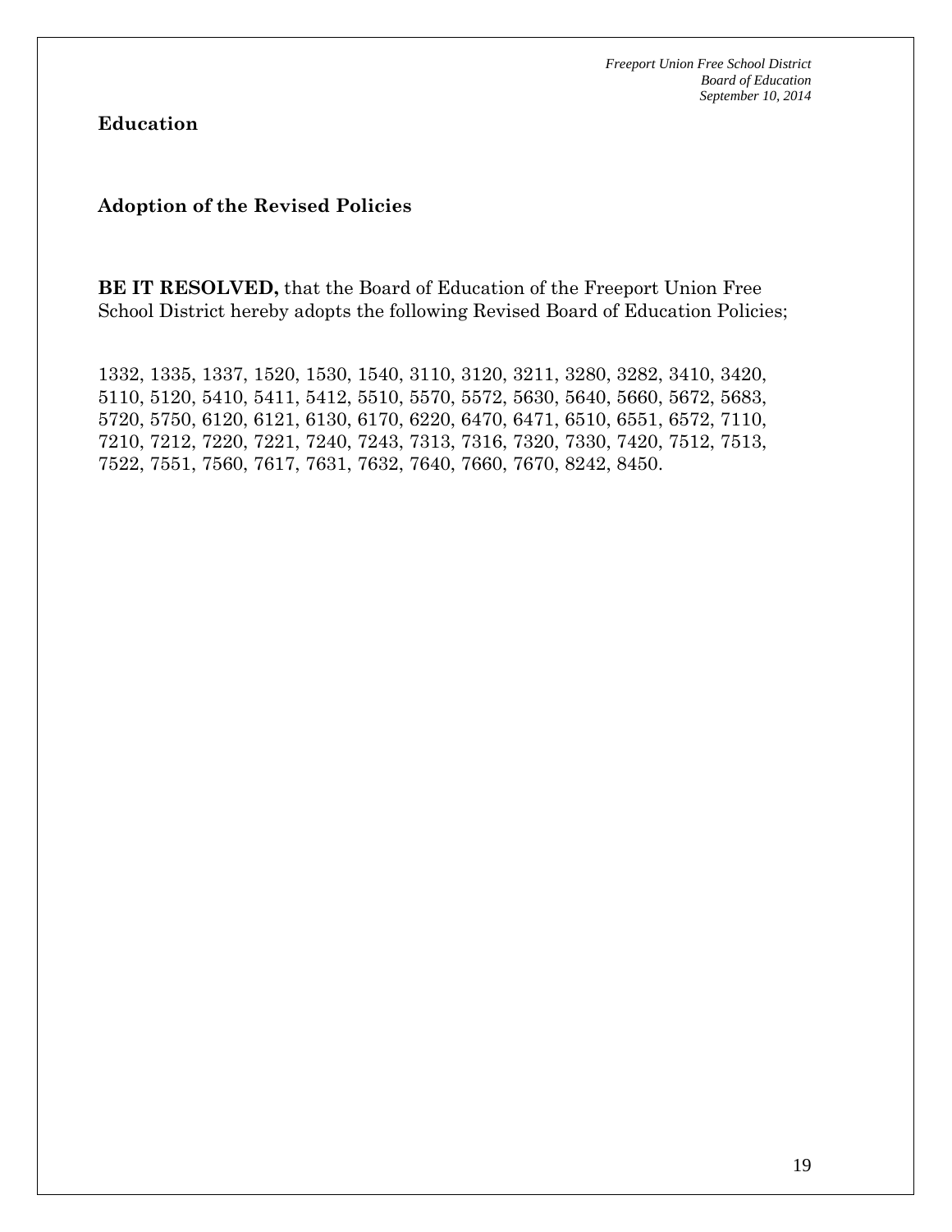**Education**

**Adoption of the Revised Policies**

**BE IT RESOLVED,** that the Board of Education of the Freeport Union Free School District hereby adopts the following Revised Board of Education Policies;

1332, 1335, 1337, 1520, 1530, 1540, 3110, 3120, 3211, 3280, 3282, 3410, 3420, 5110, 5120, 5410, 5411, 5412, 5510, 5570, 5572, 5630, 5640, 5660, 5672, 5683, 5720, 5750, 6120, 6121, 6130, 6170, 6220, 6470, 6471, 6510, 6551, 6572, 7110, 7210, 7212, 7220, 7221, 7240, 7243, 7313, 7316, 7320, 7330, 7420, 7512, 7513, 7522, 7551, 7560, 7617, 7631, 7632, 7640, 7660, 7670, 8242, 8450.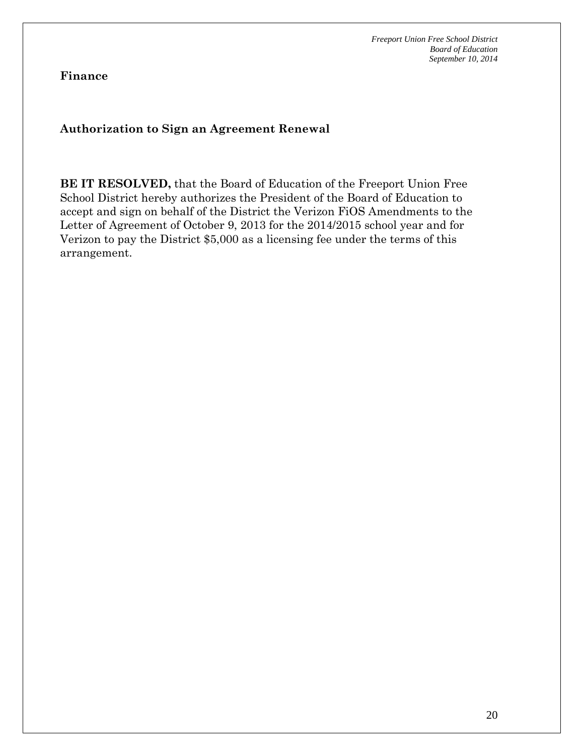**Finance**

**Authorization to Sign an Agreement Renewal**

**BE IT RESOLVED,** that the Board of Education of the Freeport Union Free School District hereby authorizes the President of the Board of Education to accept and sign on behalf of the District the Verizon FiOS Amendments to the Letter of Agreement of October 9, 2013 for the 2014/2015 school year and for Verizon to pay the District $5,000 as a licensing fee under the terms of this arrangement.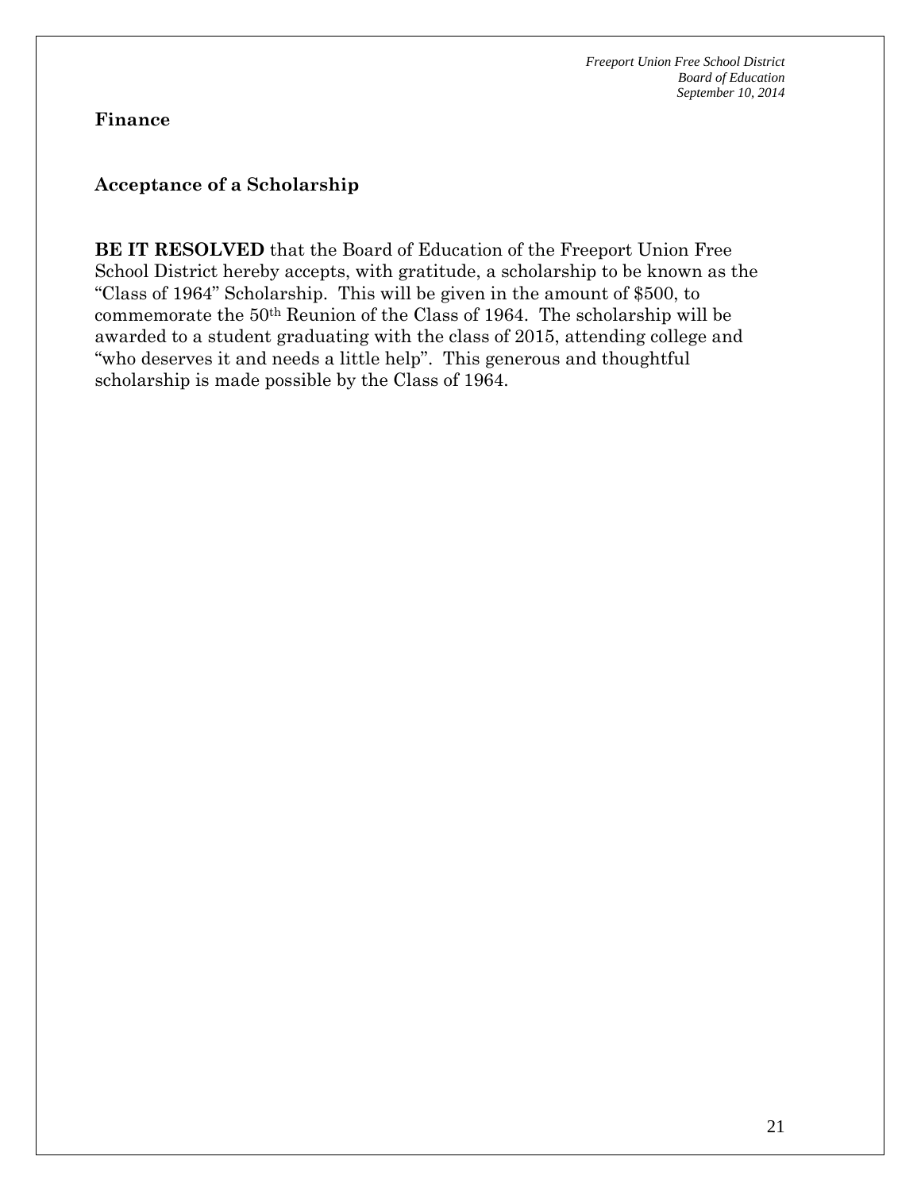## Finance

### Acceptance of a Scholarship

**BE IT RESOLVED** that the Board of Education of the Freeport Union Free School District hereby accepts, with gratitude, a scholarship to be known as the "Class of 1964" Scholarship. This will be given in the amount of $500, to commemorate the 50th Reunion of the Class of 1964. The scholarship will be awarded to a student graduating with the class of 2015, attending college and "who deserves it and needs a little help". This generous and thoughtful scholarship is made possible by the Class of 1964.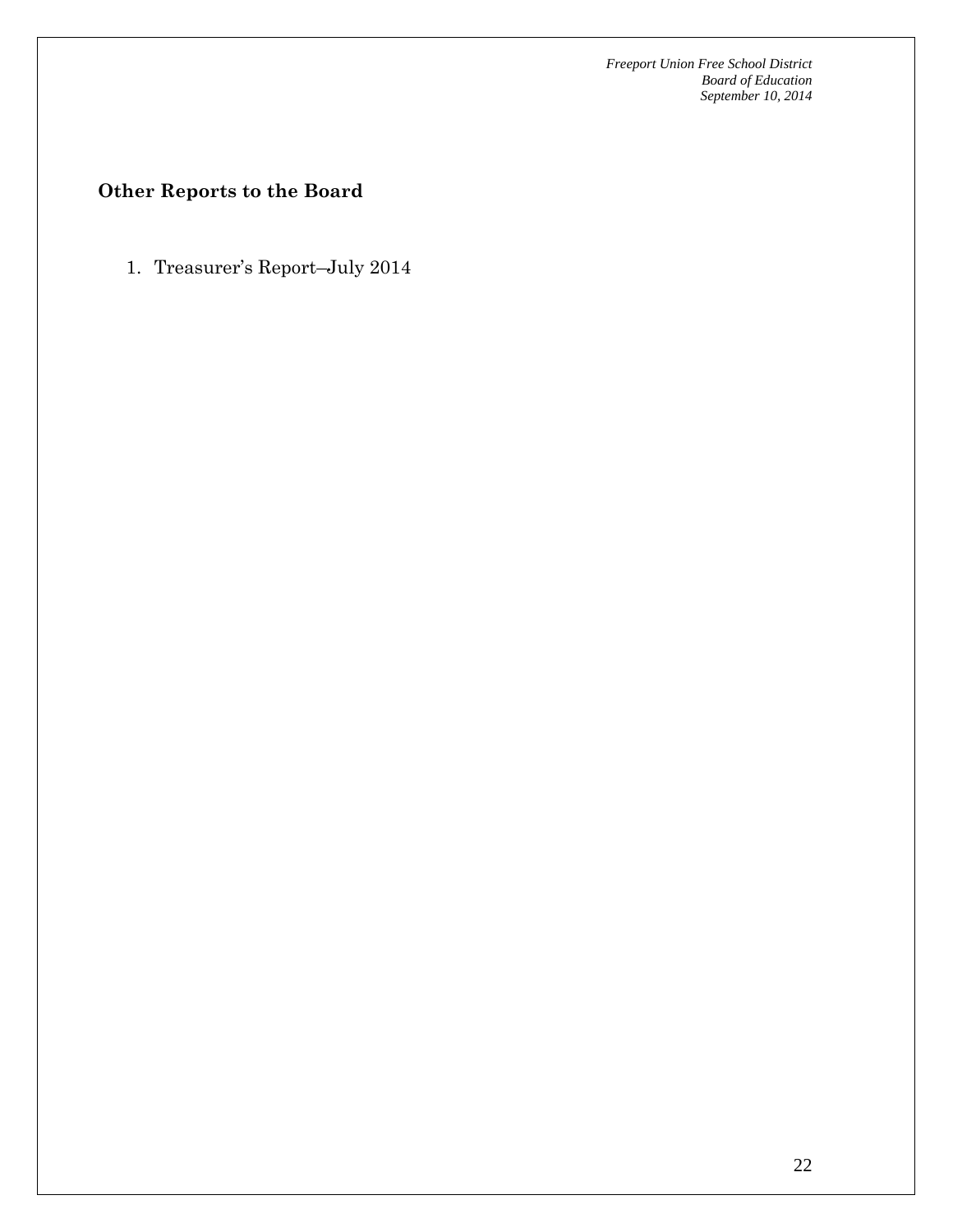## Other Reports to the Board

1. Treasurer's Report–July 2014